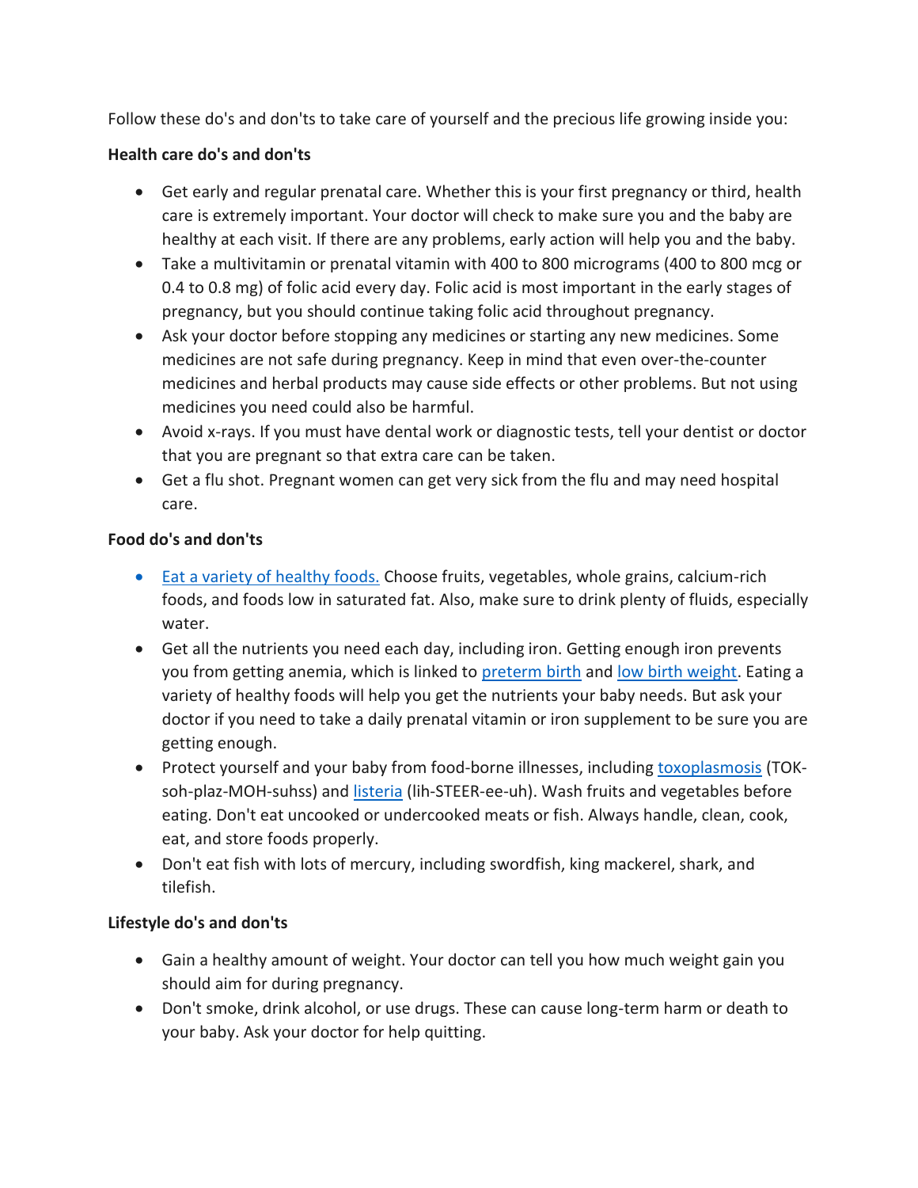Follow these do's and don'ts to take care of yourself and the precious life growing inside you:

**Health care do's and don'ts**

- Get early and regular prenatal care. Whether this is your first pregnancy or third, health care is extremely important. Your doctor will check to make sure you and the baby are healthy at each visit. If there are any problems, early action will help you and the baby.
- Take a multivitamin or prenatal vitamin with 400 to 800 micrograms (400 to 800 mcg or 0.4 to 0.8 mg) of folic acid every day. Folic acid is most important in the early stages of pregnancy, but you should continue taking folic acid throughout pregnancy.
- Ask your doctor before stopping any medicines or starting any new medicines. Some medicines are not safe during pregnancy. Keep in mind that even over-the-counter medicines and herbal products may cause side effects or other problems. But not using medicines you need could also be harmful.
- Avoid x-rays. If you must have dental work or diagnostic tests, tell your dentist or doctor that you are pregnant so that extra care can be taken.
- Get a flu shot. Pregnant women can get very sick from the flu and may need hospital care.

**Food do's and don'ts**

- Eat a variety of healthy foods. Choose fruits, vegetables, whole grains, calcium-rich foods, and foods low in saturated fat. Also, make sure to drink plenty of fluids, especially water.
- Get all the nutrients you need each day, including iron. Getting enough iron prevents you from getting anemia, which is linked to preterm birth and low birth weight. Eating a variety of healthy foods will help you get the nutrients your baby needs. But ask your doctor if you need to take a daily prenatal vitamin or iron supplement to be sure you are getting enough.
- Protect yourself and your baby from food-borne illnesses, including toxoplasmosis (TOK-soh-plaz-MOH-suhss) and listeria (lih-STEER-ee-uh). Wash fruits and vegetables before eating. Don't eat uncooked or undercooked meats or fish. Always handle, clean, cook, eat, and store foods properly.
- Don't eat fish with lots of mercury, including swordfish, king mackerel, shark, and tilefish.

**Lifestyle do's and don'ts**

- Gain a healthy amount of weight. Your doctor can tell you how much weight gain you should aim for during pregnancy.
- Don't smoke, drink alcohol, or use drugs. These can cause long-term harm or death to your baby. Ask your doctor for help quitting.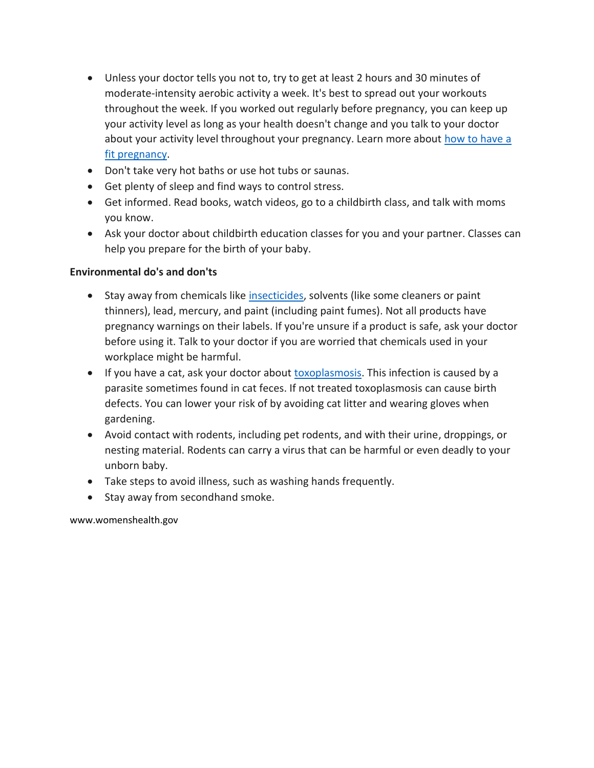- Unless your doctor tells you not to, try to get at least 2 hours and 30 minutes of moderate-intensity aerobic activity a week. It's best to spread out your workouts throughout the week. If you worked out regularly before pregnancy, you can keep up your activity level as long as your health doesn't change and you talk to your doctor about your activity level throughout your pregnancy. Learn more about [how to have a fit pregnancy](#).
- Don't take very hot baths or use hot tubs or saunas.
- Get plenty of sleep and find ways to control stress.
- Get informed. Read books, watch videos, go to a childbirth class, and talk with moms you know.
- Ask your doctor about childbirth education classes for you and your partner. Classes can help you prepare for the birth of your baby.

**Environmental do's and don'ts**

- Stay away from chemicals like [insecticides](#), solvents (like some cleaners or paint thinners), lead, mercury, and paint (including paint fumes). Not all products have pregnancy warnings on their labels. If you're unsure if a product is safe, ask your doctor before using it. Talk to your doctor if you are worried that chemicals used in your workplace might be harmful.
- If you have a cat, ask your doctor about [toxoplasmosis](#). This infection is caused by a parasite sometimes found in cat feces. If not treated toxoplasmosis can cause birth defects. You can lower your risk of by avoiding cat litter and wearing gloves when gardening.
- Avoid contact with rodents, including pet rodents, and with their urine, droppings, or nesting material. Rodents can carry a virus that can be harmful or even deadly to your unborn baby.
- Take steps to avoid illness, such as washing hands frequently.
- Stay away from secondhand smoke.

www.womenshealth.gov